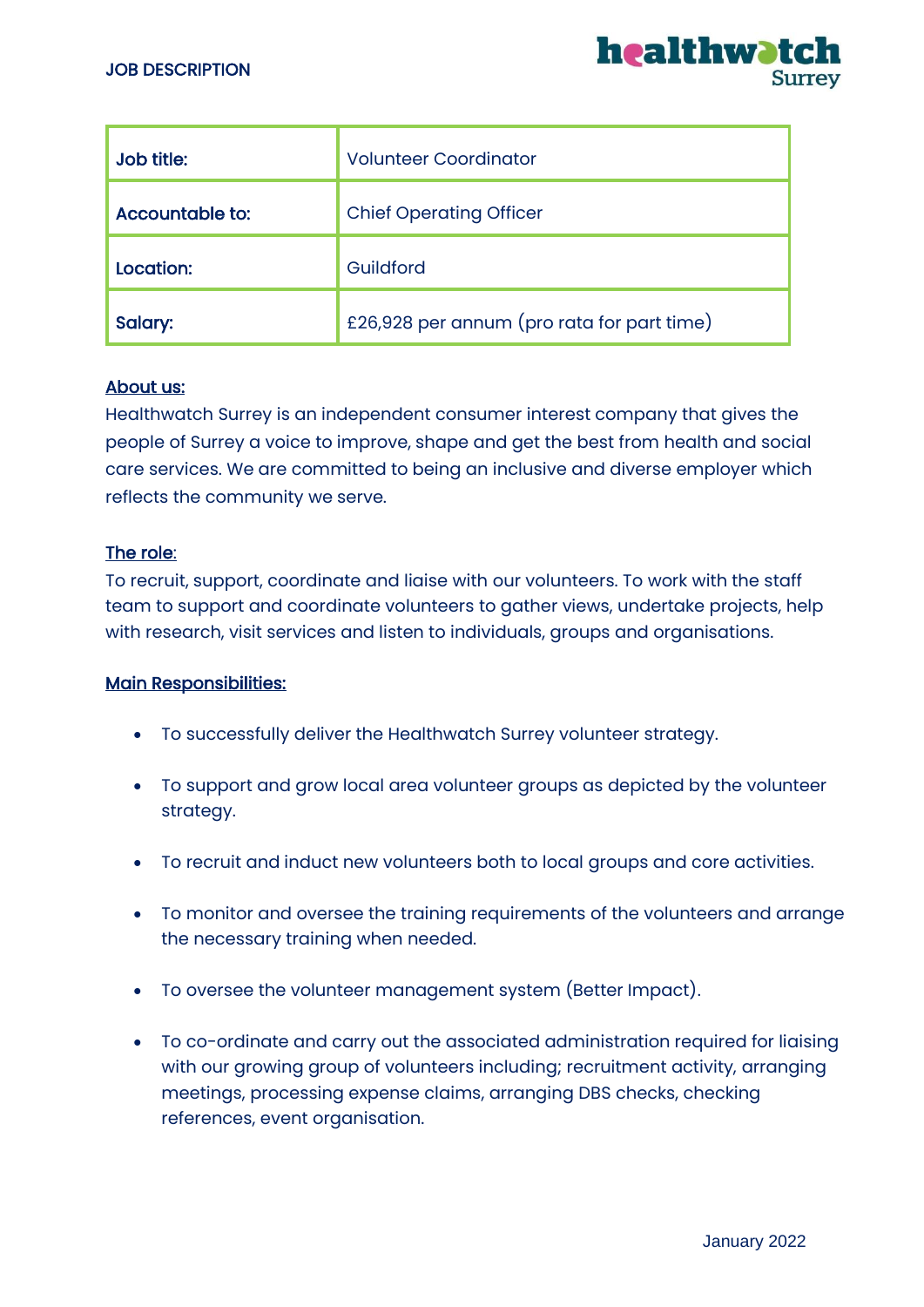JOB DESCRIPTION

| Job title: | Volunteer Coordinator |
|---|---|
| Accountable to: | Chief Operating Officer |
| Location: | Guildford |
| Salary: | £26,928 per annum (pro rata for part time) |

**About us:**

Healthwatch Surrey is an independent consumer interest company that gives the people of Surrey a voice to improve, shape and get the best from health and social care services. We are committed to being an inclusive and diverse employer which reflects the community we serve.

**The role:**

To recruit, support, coordinate and liaise with our volunteers. To work with the staff team to support and coordinate volunteers to gather views, undertake projects, help with research, visit services and listen to individuals, groups and organisations.

**Main Responsibilities:**

- To successfully deliver the Healthwatch Surrey volunteer strategy.
- To support and grow local area volunteer groups as depicted by the volunteer strategy.
- To recruit and induct new volunteers both to local groups and core activities.
- To monitor and oversee the training requirements of the volunteers and arrange the necessary training when needed.
- To oversee the volunteer management system (Better Impact).
- To co-ordinate and carry out the associated administration required for liaising with our growing group of volunteers including; recruitment activity, arranging meetings, processing expense claims, arranging DBS checks, checking references, event organisation.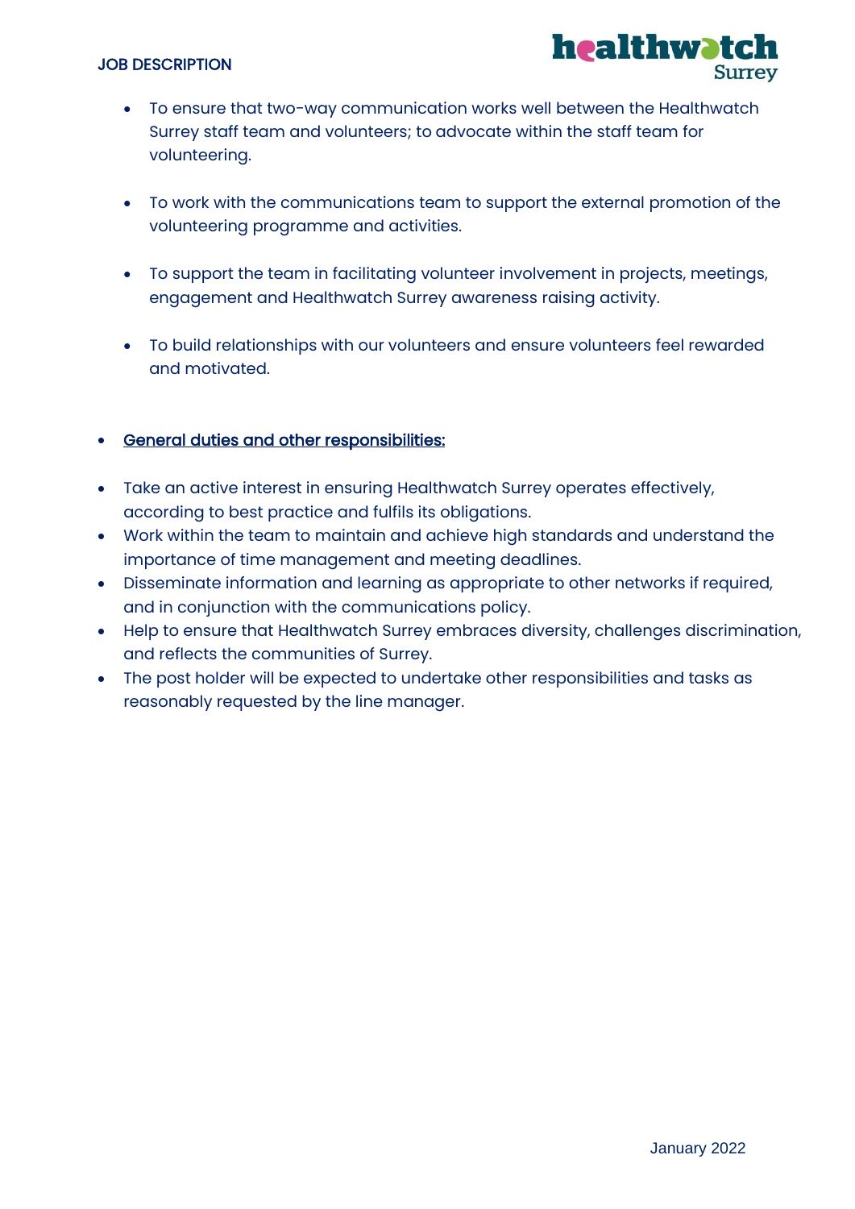- To ensure that two-way communication works well between the Healthwatch Surrey staff team and volunteers; to advocate within the staff team for volunteering.

- To work with the communications team to support the external promotion of the volunteering programme and activities.

- To support the team in facilitating volunteer involvement in projects, meetings, engagement and Healthwatch Surrey awareness raising activity.

- To build relationships with our volunteers and ensure volunteers feel rewarded and motivated.

- **General duties and other responsibilities:**

- Take an active interest in ensuring Healthwatch Surrey operates effectively, according to best practice and fulfils its obligations.
- Work within the team to maintain and achieve high standards and understand the importance of time management and meeting deadlines.
- Disseminate information and learning as appropriate to other networks if required, and in conjunction with the communications policy.
- Help to ensure that Healthwatch Surrey embraces diversity, challenges discrimination, and reflects the communities of Surrey.
- The post holder will be expected to undertake other responsibilities and tasks as reasonably requested by the line manager.